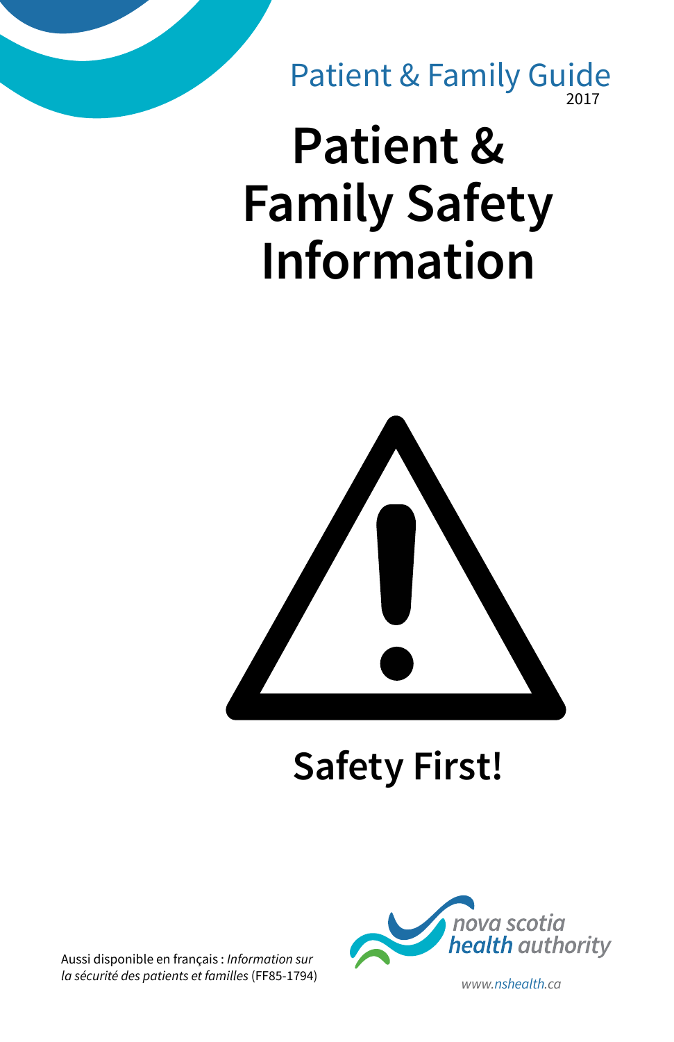Patient & Family Guide
2017

# Patient & Family Safety Information

## Safety First!

Aussi disponible en français : *Information sur la sécurité des patients et familles* (FF85-1794)

nova scotia health authority

www.nshealth.ca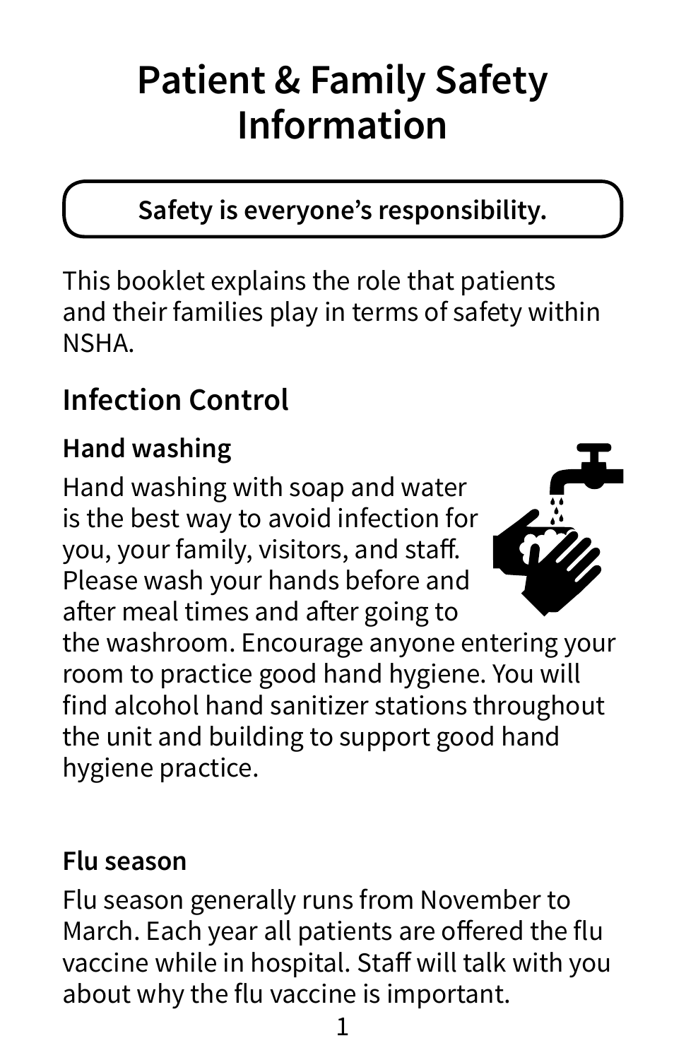# Patient & Family Safety Information

**Safety is everyone's responsibility.**

This booklet explains the role that patients and their families play in terms of safety within NSHA.

## Infection Control

### Hand washing

Hand washing with soap and water is the best way to avoid infection for you, your family, visitors, and staff. Please wash your hands before and after meal times and after going to the washroom. Encourage anyone entering your room to practice good hand hygiene. You will find alcohol hand sanitizer stations throughout the unit and building to support good hand hygiene practice.

### Flu season

Flu season generally runs from November to March. Each year all patients are offered the flu vaccine while in hospital. Staff will talk with you about why the flu vaccine is important.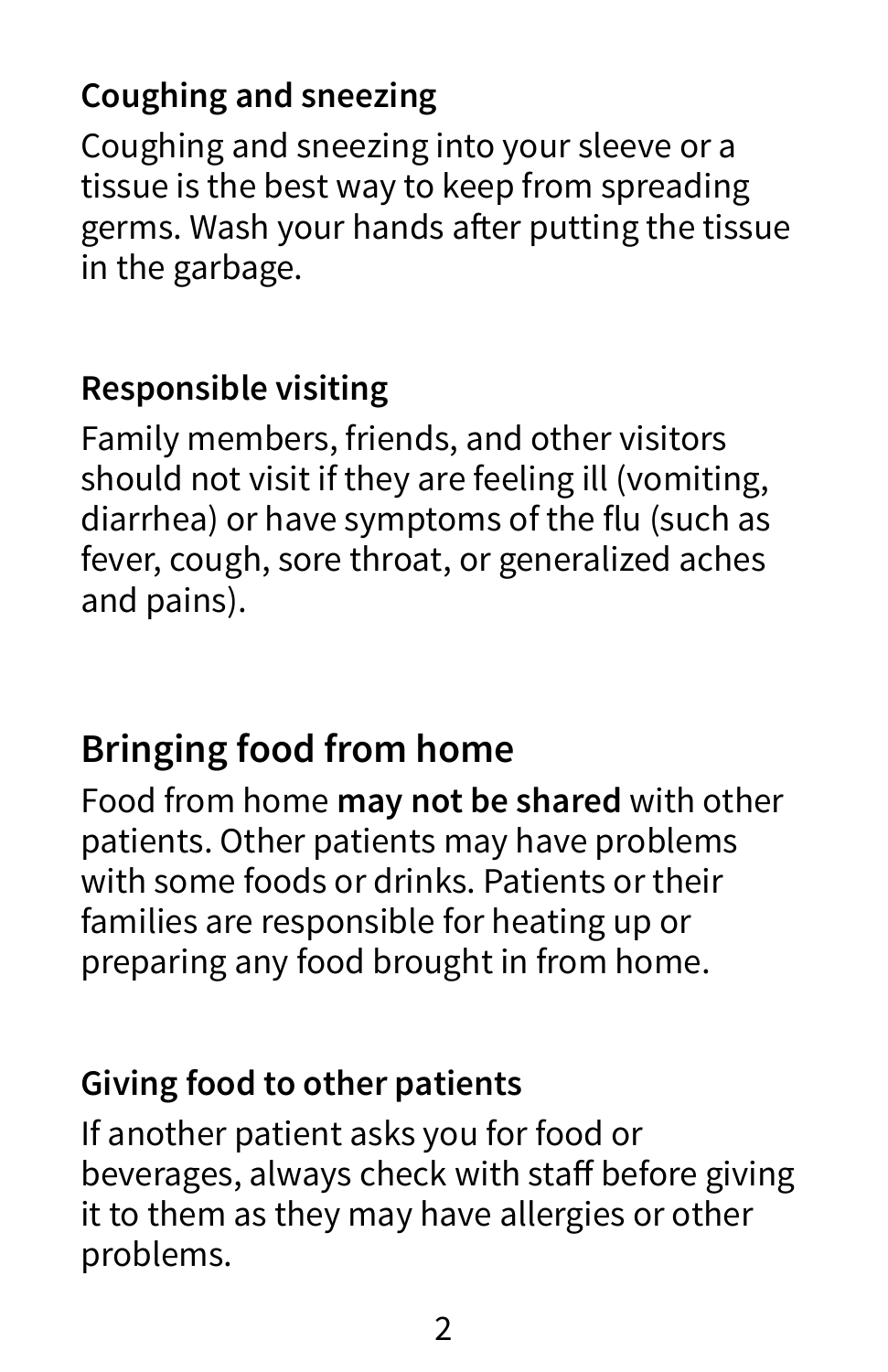### Coughing and sneezing

Coughing and sneezing into your sleeve or a tissue is the best way to keep from spreading germs. Wash your hands after putting the tissue in the garbage.

### Responsible visiting

Family members, friends, and other visitors should not visit if they are feeling ill (vomiting, diarrhea) or have symptoms of the flu (such as fever, cough, sore throat, or generalized aches and pains).

## Bringing food from home

Food from home **may not be shared** with other patients. Other patients may have problems with some foods or drinks. Patients or their families are responsible for heating up or preparing any food brought in from home.

### Giving food to other patients

If another patient asks you for food or beverages, always check with staff before giving it to them as they may have allergies or other problems.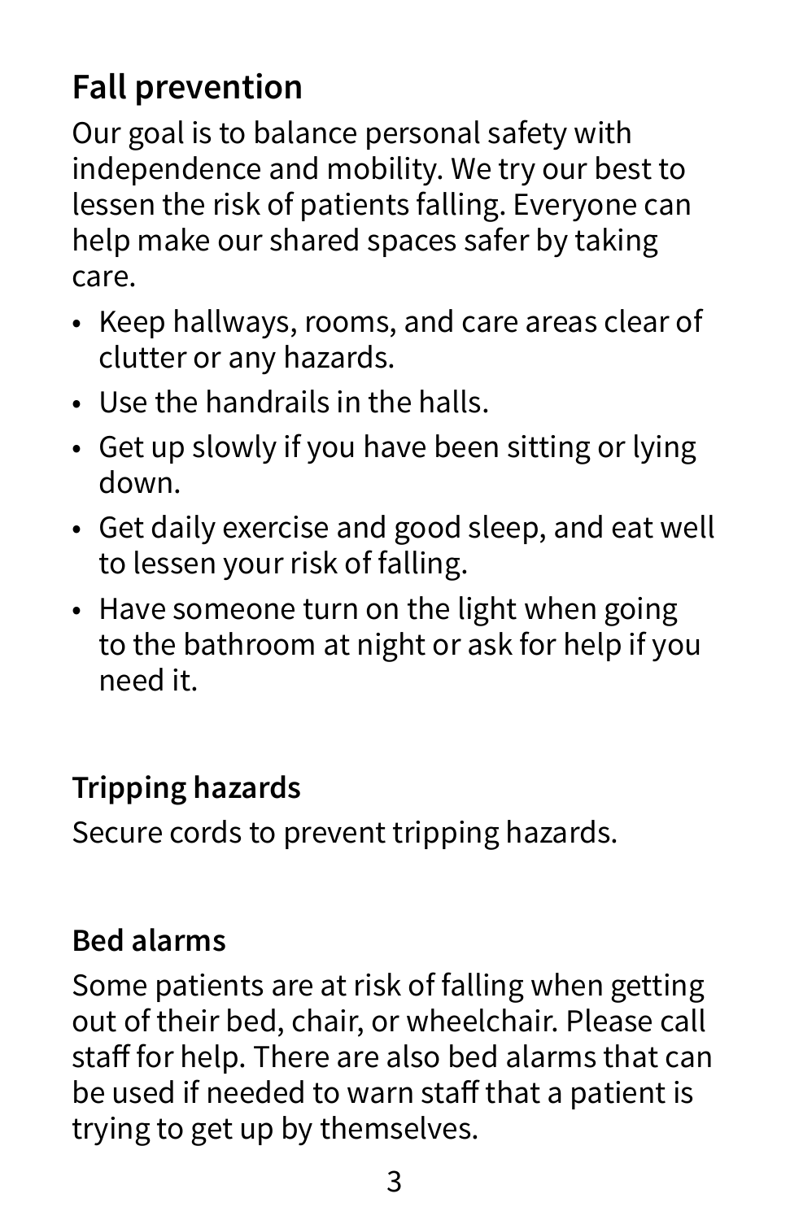## Fall prevention

Our goal is to balance personal safety with independence and mobility. We try our best to lessen the risk of patients falling. Everyone can help make our shared spaces safer by taking care.

- Keep hallways, rooms, and care areas clear of clutter or any hazards.
- Use the handrails in the halls.
- Get up slowly if you have been sitting or lying down.
- Get daily exercise and good sleep, and eat well to lessen your risk of falling.
- Have someone turn on the light when going to the bathroom at night or ask for help if you need it.

### Tripping hazards

Secure cords to prevent tripping hazards.

### Bed alarms

Some patients are at risk of falling when getting out of their bed, chair, or wheelchair. Please call staff for help. There are also bed alarms that can be used if needed to warn staff that a patient is trying to get up by themselves.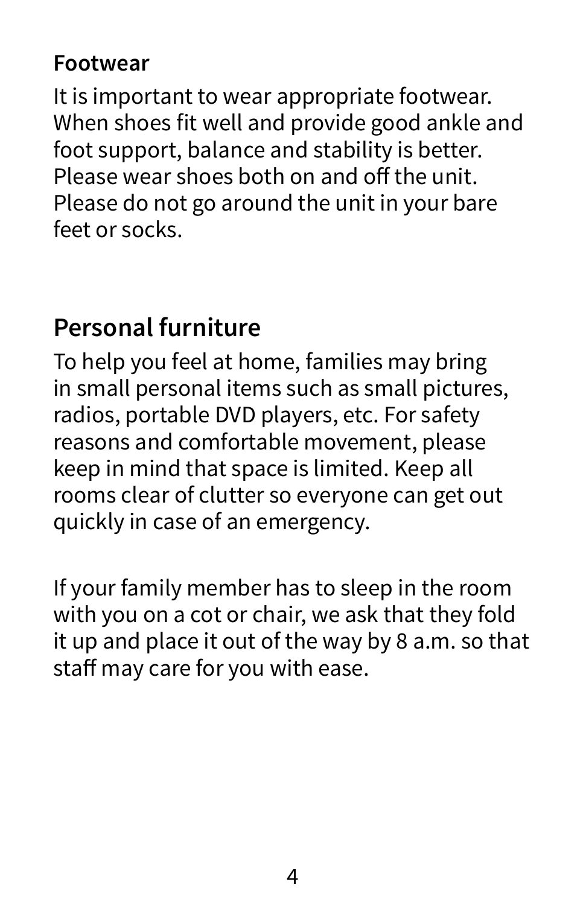### Footwear

It is important to wear appropriate footwear. When shoes fit well and provide good ankle and foot support, balance and stability is better. Please wear shoes both on and off the unit. Please do not go around the unit in your bare feet or socks.

## Personal furniture

To help you feel at home, families may bring in small personal items such as small pictures, radios, portable DVD players, etc. For safety reasons and comfortable movement, please keep in mind that space is limited. Keep all rooms clear of clutter so everyone can get out quickly in case of an emergency.

If your family member has to sleep in the room with you on a cot or chair, we ask that they fold it up and place it out of the way by 8 a.m. so that staff may care for you with ease.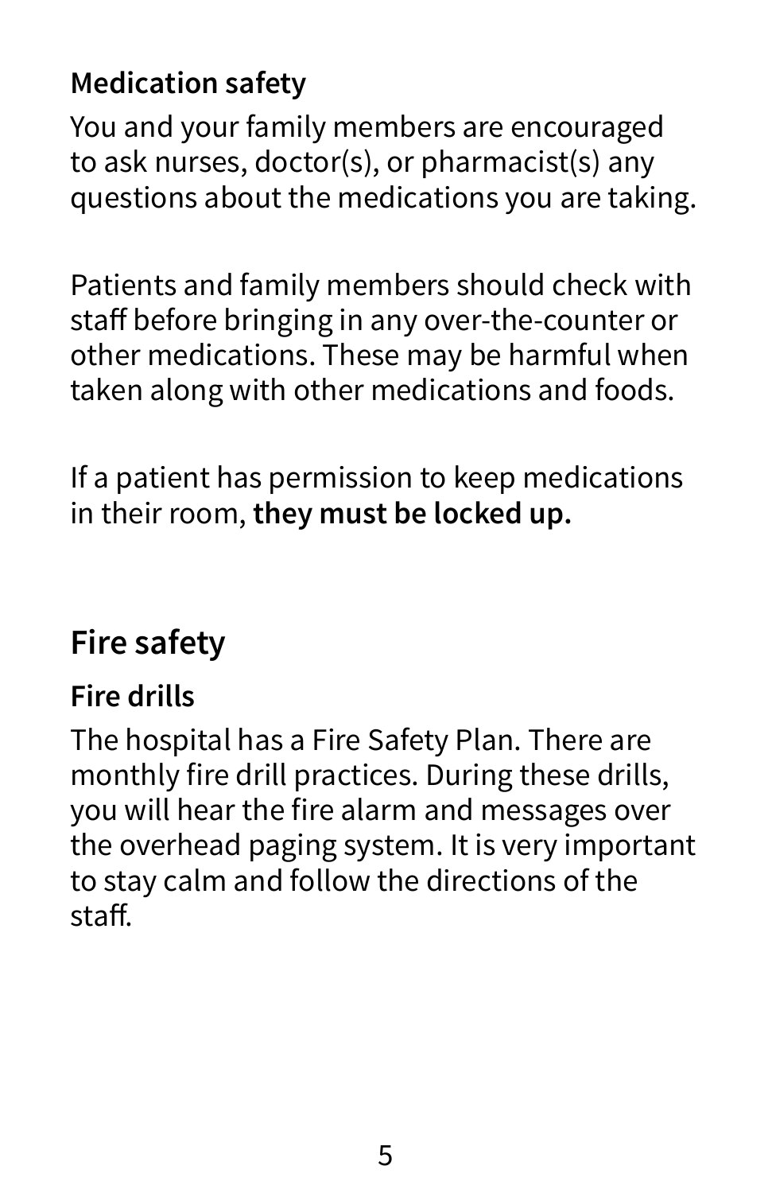### Medication safety

You and your family members are encouraged to ask nurses, doctor(s), or pharmacist(s) any questions about the medications you are taking.

Patients and family members should check with staff before bringing in any over-the-counter or other medications. These may be harmful when taken along with other medications and foods.

If a patient has permission to keep medications in their room, **they must be locked up.**

## Fire safety

### Fire drills

The hospital has a Fire Safety Plan. There are monthly fire drill practices. During these drills, you will hear the fire alarm and messages over the overhead paging system. It is very important to stay calm and follow the directions of the staff.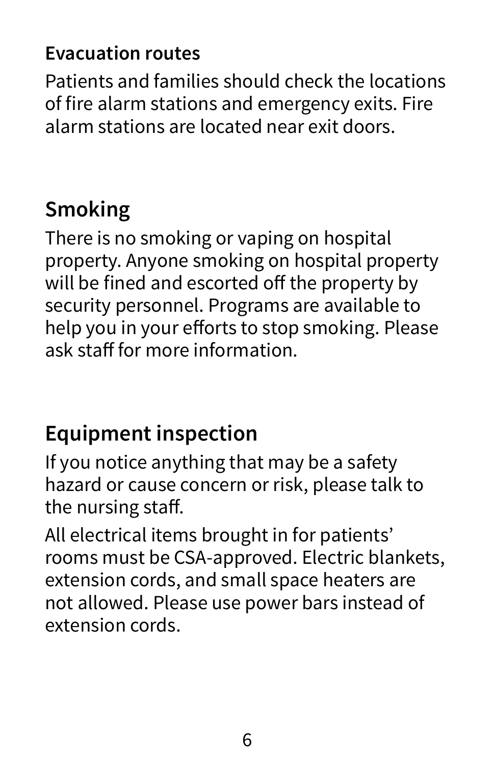### Evacuation routes

Patients and families should check the locations of fire alarm stations and emergency exits. Fire alarm stations are located near exit doors.

## Smoking

There is no smoking or vaping on hospital property. Anyone smoking on hospital property will be fined and escorted off the property by security personnel. Programs are available to help you in your efforts to stop smoking. Please ask staff for more information.

## Equipment inspection

If you notice anything that may be a safety hazard or cause concern or risk, please talk to the nursing staff.

All electrical items brought in for patients' rooms must be CSA-approved. Electric blankets, extension cords, and small space heaters are not allowed. Please use power bars instead of extension cords.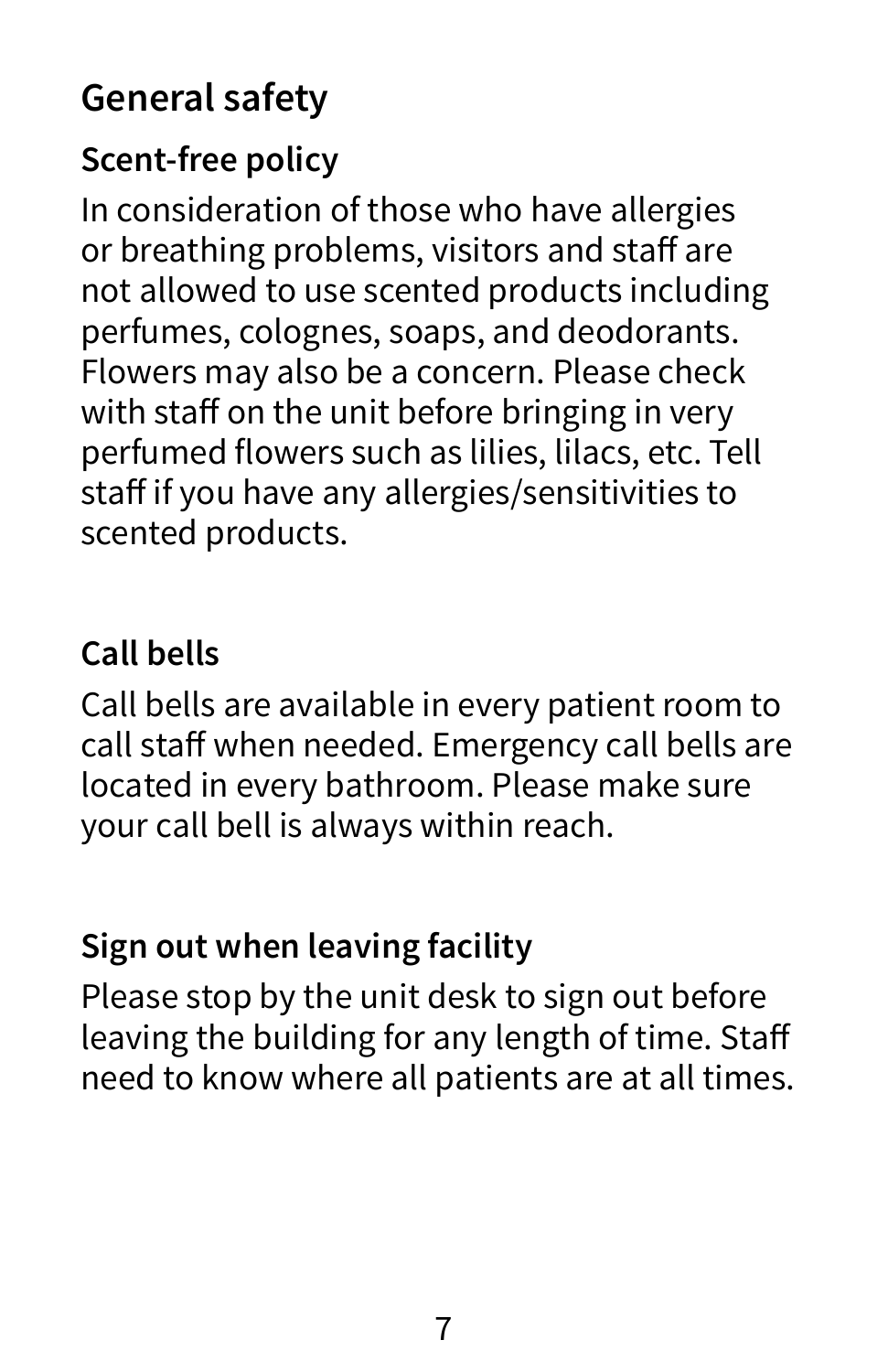## General safety

### Scent-free policy

In consideration of those who have allergies or breathing problems, visitors and staff are not allowed to use scented products including perfumes, colognes, soaps, and deodorants. Flowers may also be a concern. Please check with staff on the unit before bringing in very perfumed flowers such as lilies, lilacs, etc. Tell staff if you have any allergies/sensitivities to scented products.

### Call bells

Call bells are available in every patient room to call staff when needed. Emergency call bells are located in every bathroom. Please make sure your call bell is always within reach.

### Sign out when leaving facility

Please stop by the unit desk to sign out before leaving the building for any length of time. Staff need to know where all patients are at all times.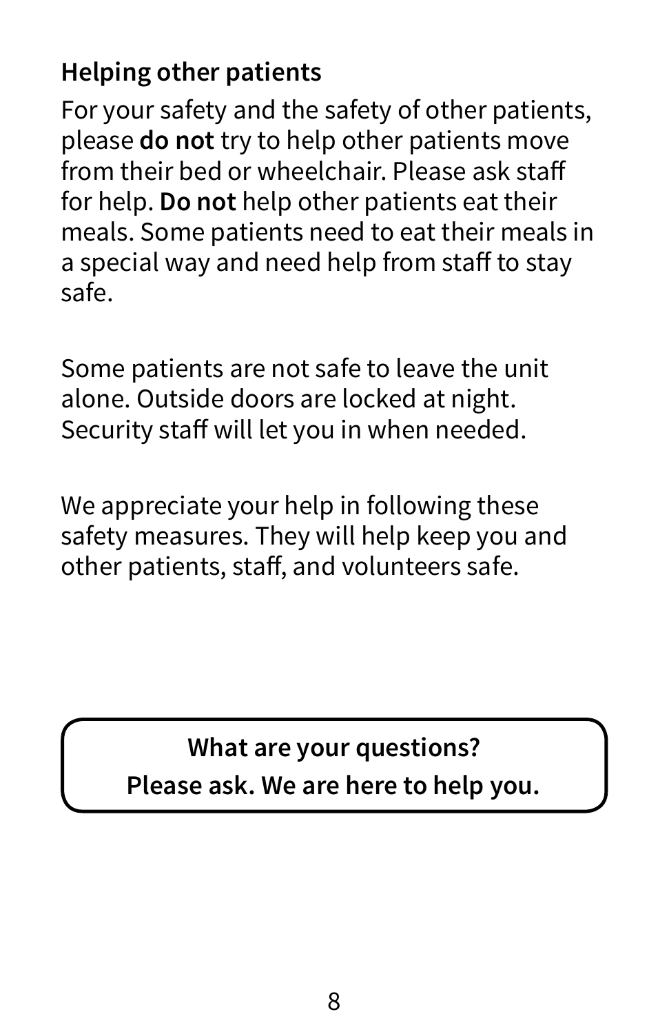### Helping other patients

For your safety and the safety of other patients, please **do not** try to help other patients move from their bed or wheelchair. Please ask staff for help. **Do not** help other patients eat their meals. Some patients need to eat their meals in a special way and need help from staff to stay safe.

Some patients are not safe to leave the unit alone. Outside doors are locked at night. Security staff will let you in when needed.

We appreciate your help in following these safety measures. They will help keep you and other patients, staff, and volunteers safe.

**What are your questions?**
**Please ask. We are here to help you.**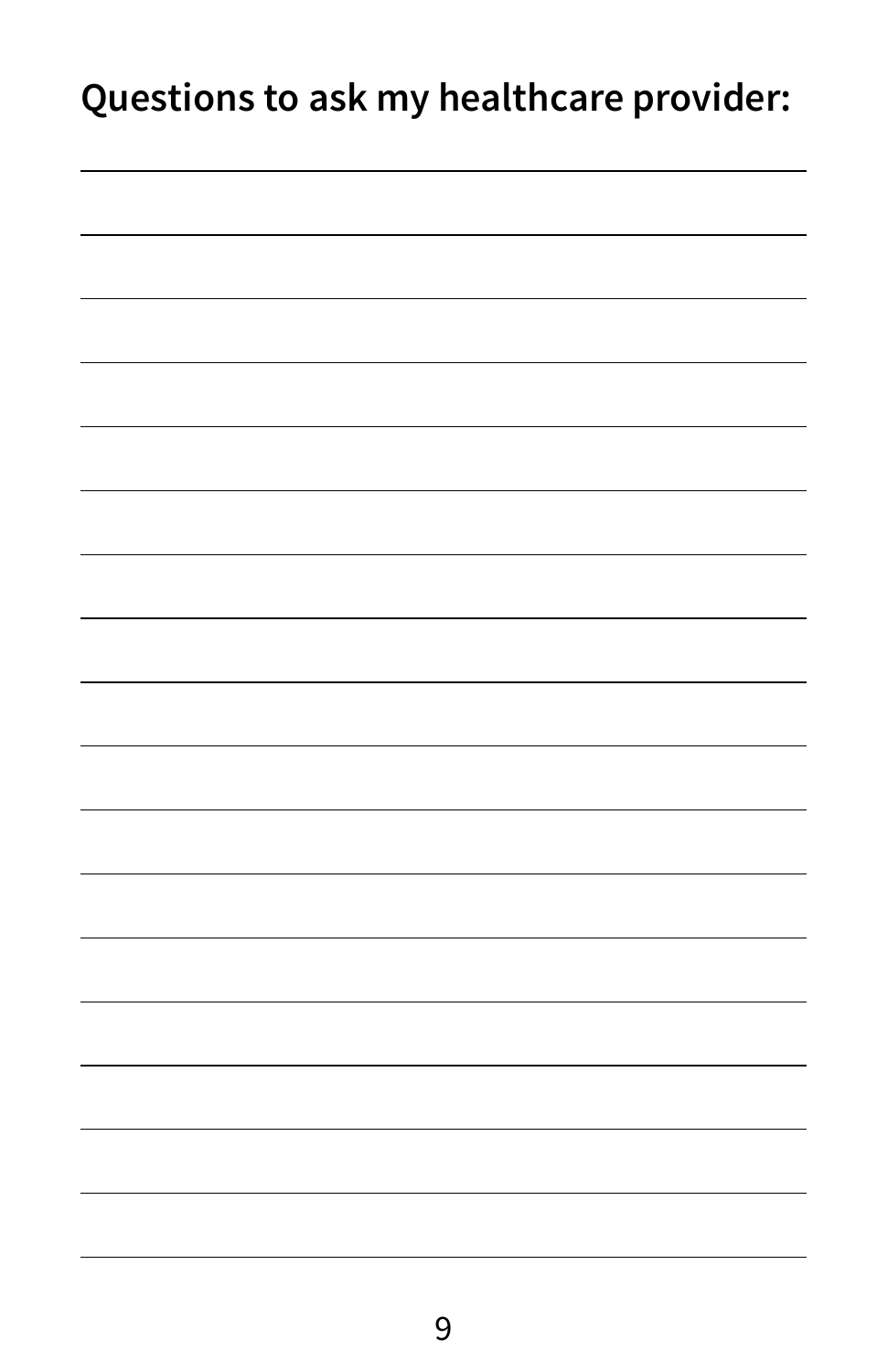**Questions to ask my healthcare provider:**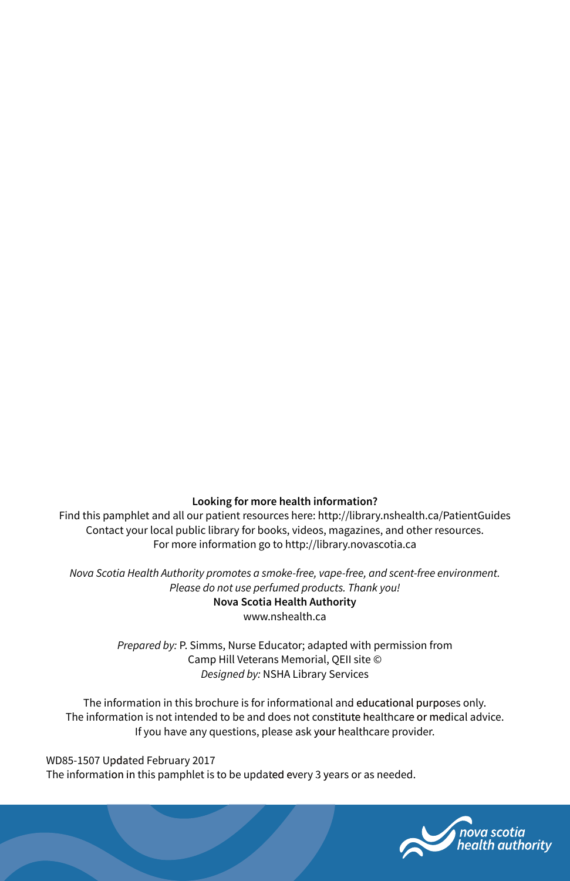**Looking for more health information?**

Find this pamphlet and all our patient resources here: http://library.nshealth.ca/PatientGuides
Contact your local public library for books, videos, magazines, and other resources.
For more information go to http://library.novascotia.ca

*Nova Scotia Health Authority promotes a smoke-free, vape-free, and scent-free environment.*
*Please do not use perfumed products. Thank you!*

**Nova Scotia Health Authority**
www.nshealth.ca

*Prepared by:* P. Simms, Nurse Educator; adapted with permission from
Camp Hill Veterans Memorial, QEII site ©
*Designed by:* NSHA Library Services

The information in this brochure is for informational and educational purposes only.
The information is not intended to be and does not constitute healthcare or medical advice.
If you have any questions, please ask your healthcare provider.

WD85-1507 Updated February 2017
The information in this pamphlet is to be updated every 3 years or as needed.

nova scotia
health authority